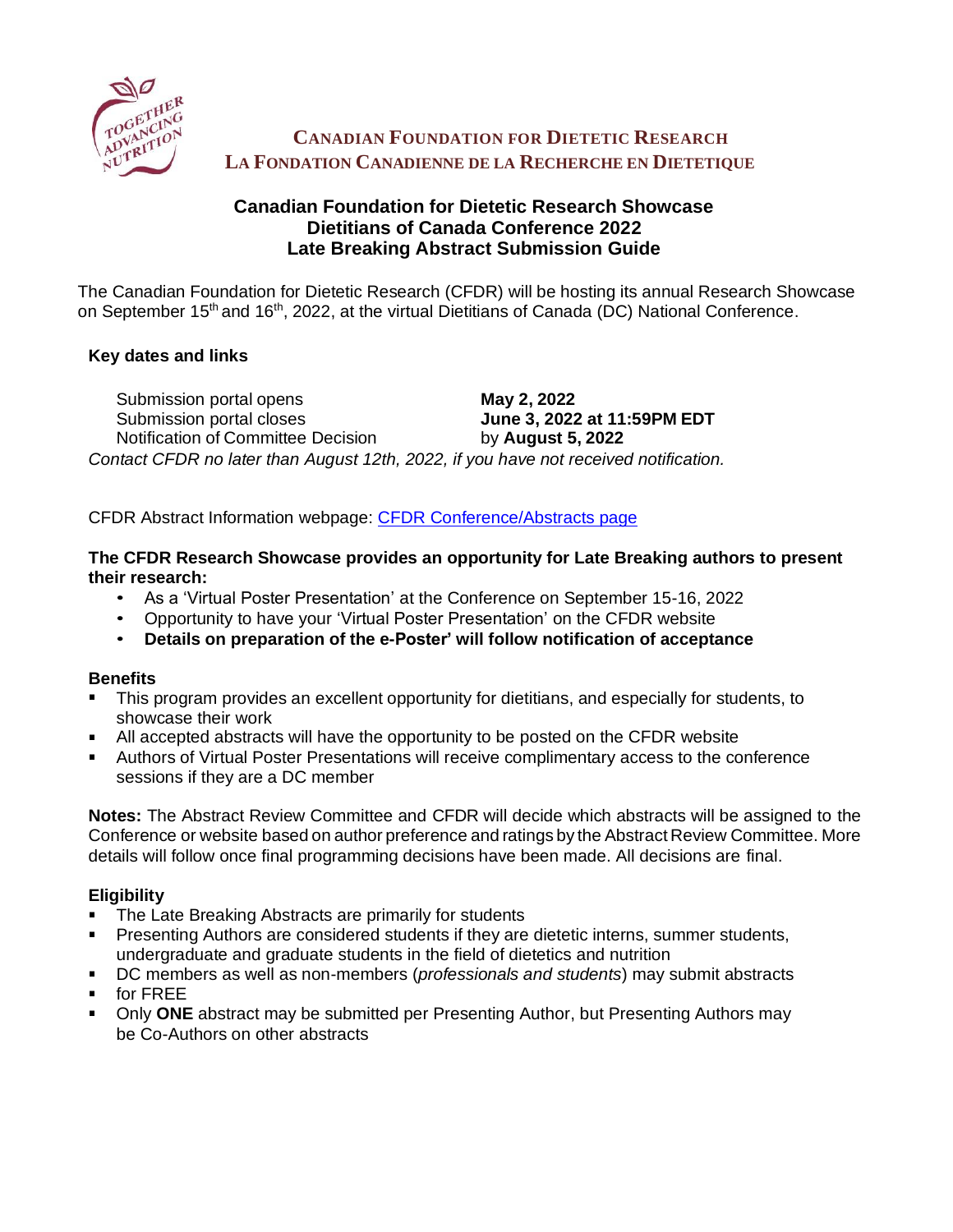**CANADIAN FOUNDATION FOR DIETETIC RESEARCH**
**LA FONDATION CANADIENNE DE LA RECHERCHE EN DIETETIQUE**

# Canadian Foundation for Dietetic Research Showcase
# Dietitians of Canada Conference 2022
# Late Breaking Abstract Submission Guide

The Canadian Foundation for Dietetic Research (CFDR) will be hosting its annual Research Showcase on September 15th and 16th, 2022, at the virtual Dietitians of Canada (DC) National Conference.

## Key dates and links

| | |
|---|---|
| Submission portal opens | **May 2, 2022** |
| Submission portal closes | **June 3, 2022 at 11:59PM EDT** |
| Notification of Committee Decision | by **August 5, 2022** |

*Contact CFDR no later than August 12th, 2022, if you have not received notification.*

CFDR Abstract Information webpage: CFDR Conference/Abstracts page

**The CFDR Research Showcase provides an opportunity for Late Breaking authors to present their research:**

- As a 'Virtual Poster Presentation' at the Conference on September 15-16, 2022
- Opportunity to have your 'Virtual Poster Presentation' on the CFDR website
- **Details on preparation of the e-Poster' will follow notification of acceptance**

## Benefits

- This program provides an excellent opportunity for dietitians, and especially for students, to showcase their work
- All accepted abstracts will have the opportunity to be posted on the CFDR website
- Authors of Virtual Poster Presentations will receive complimentary access to the conference sessions if they are a DC member

**Notes:** The Abstract Review Committee and CFDR will decide which abstracts will be assigned to the Conference or website based on author preference and ratings by the Abstract Review Committee. More details will follow once final programming decisions have been made. All decisions are final.

## Eligibility

- The Late Breaking Abstracts are primarily for students
- Presenting Authors are considered students if they are dietetic interns, summer students, undergraduate and graduate students in the field of dietetics and nutrition
- DC members as well as non-members (*professionals and students*) may submit abstracts
- for FREE
- Only **ONE** abstract may be submitted per Presenting Author, but Presenting Authors may be Co-Authors on other abstracts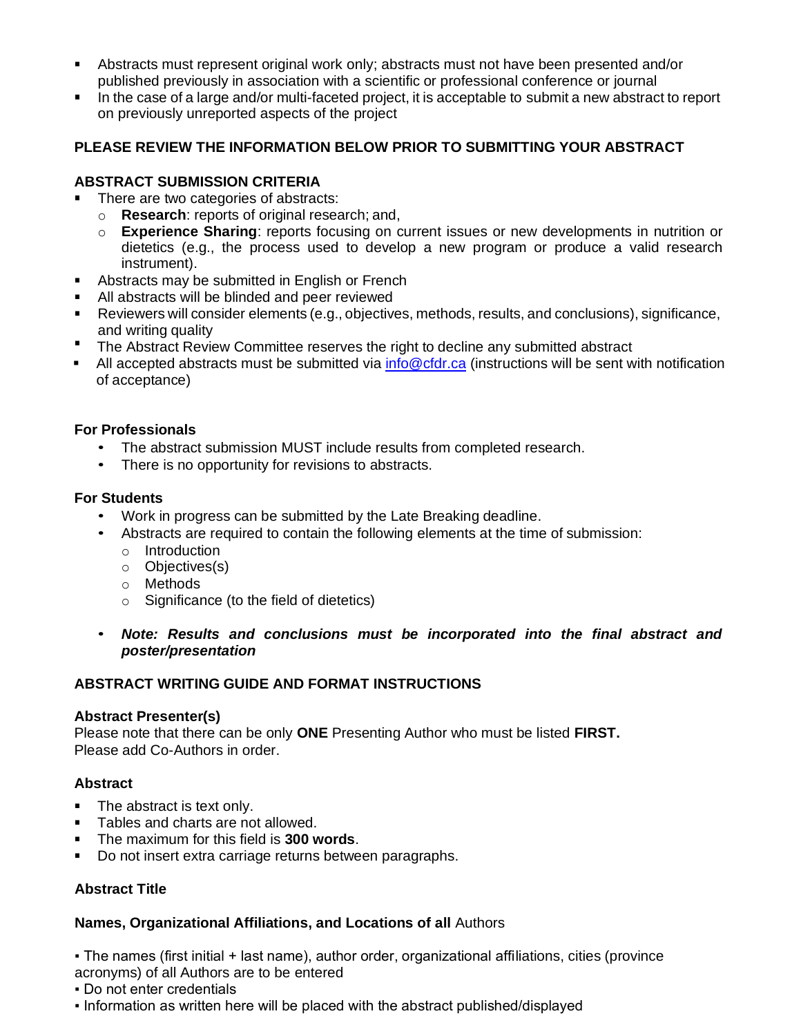- Abstracts must represent original work only; abstracts must not have been presented and/or published previously in association with a scientific or professional conference or journal
- In the case of a large and/or multi-faceted project, it is acceptable to submit a new abstract to report on previously unreported aspects of the project

**PLEASE REVIEW THE INFORMATION BELOW PRIOR TO SUBMITTING YOUR ABSTRACT**

**ABSTRACT SUBMISSION CRITERIA**

- There are two categories of abstracts:
  - **Research**: reports of original research; and,
  - **Experience Sharing**: reports focusing on current issues or new developments in nutrition or dietetics (e.g., the process used to develop a new program or produce a valid research instrument).
- Abstracts may be submitted in English or French
- All abstracts will be blinded and peer reviewed
- Reviewers will consider elements (e.g., objectives, methods, results, and conclusions), significance, and writing quality
- The Abstract Review Committee reserves the right to decline any submitted abstract
- All accepted abstracts must be submitted via [info@cfdr.ca](mailto:info@cfdr.ca) (instructions will be sent with notification of acceptance)

**For Professionals**

- The abstract submission MUST include results from completed research.
- There is no opportunity for revisions to abstracts.

**For Students**

- Work in progress can be submitted by the Late Breaking deadline.
- Abstracts are required to contain the following elements at the time of submission:
  - Introduction
  - Objectives(s)
  - Methods
  - Significance (to the field of dietetics)
- ***Note: Results and conclusions must be incorporated into the final abstract and poster/presentation***

**ABSTRACT WRITING GUIDE AND FORMAT INSTRUCTIONS**

**Abstract Presenter(s)**

Please note that there can be only **ONE** Presenting Author who must be listed **FIRST.**
Please add Co-Authors in order.

**Abstract**

- The abstract is text only.
- Tables and charts are not allowed.
- The maximum for this field is **300 words**.
- Do not insert extra carriage returns between paragraphs.

**Abstract Title**

**Names, Organizational Affiliations, and Locations of all** Authors

- The names (first initial + last name), author order, organizational affiliations, cities (province acronyms) of all Authors are to be entered
- Do not enter credentials
- Information as written here will be placed with the abstract published/displayed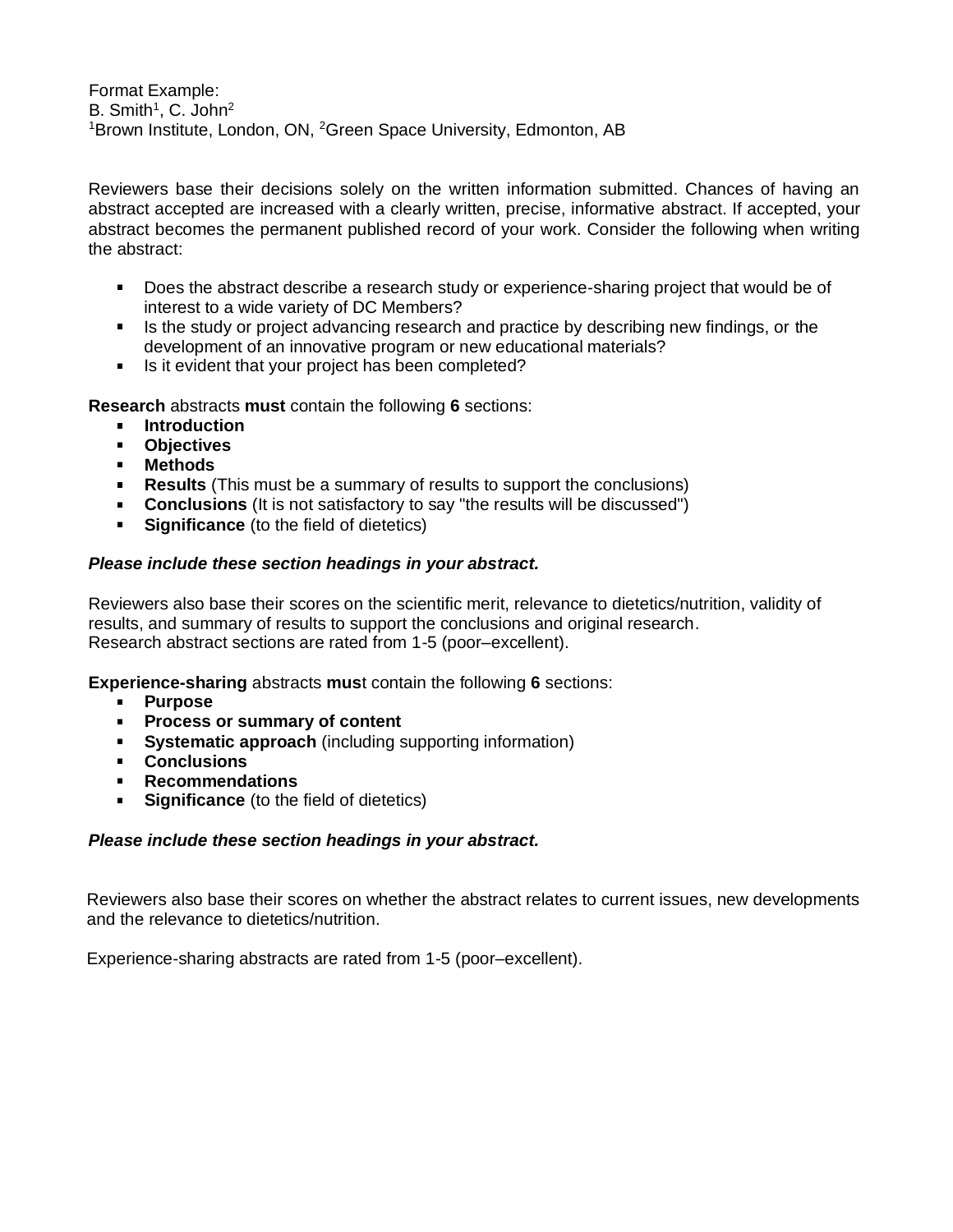Format Example:
B. Smith[1], C. John[2]
[1]Brown Institute, London, ON, [2]Green Space University, Edmonton, AB

Reviewers base their decisions solely on the written information submitted. Chances of having an abstract accepted are increased with a clearly written, precise, informative abstract. If accepted, your abstract becomes the permanent published record of your work. Consider the following when writing the abstract:

- Does the abstract describe a research study or experience-sharing project that would be of interest to a wide variety of DC Members?
- Is the study or project advancing research and practice by describing new findings, or the development of an innovative program or new educational materials?
- Is it evident that your project has been completed?

**Research** abstracts **must** contain the following **6** sections:

- **Introduction**
- **Objectives**
- **Methods**
- **Results** (This must be a summary of results to support the conclusions)
- **Conclusions** (It is not satisfactory to say "the results will be discussed")
- **Significance** (to the field of dietetics)

***Please include these section headings in your abstract.***

Reviewers also base their scores on the scientific merit, relevance to dietetics/nutrition, validity of results, and summary of results to support the conclusions and original research.
Research abstract sections are rated from 1-5 (poor–excellent).

**Experience-sharing** abstracts **mus**t contain the following **6** sections:

- **Purpose**
- **Process or summary of content**
- **Systematic approach** (including supporting information)
- **Conclusions**
- **Recommendations**
- **Significance** (to the field of dietetics)

***Please include these section headings in your abstract.***

Reviewers also base their scores on whether the abstract relates to current issues, new developments and the relevance to dietetics/nutrition.

Experience-sharing abstracts are rated from 1-5 (poor–excellent).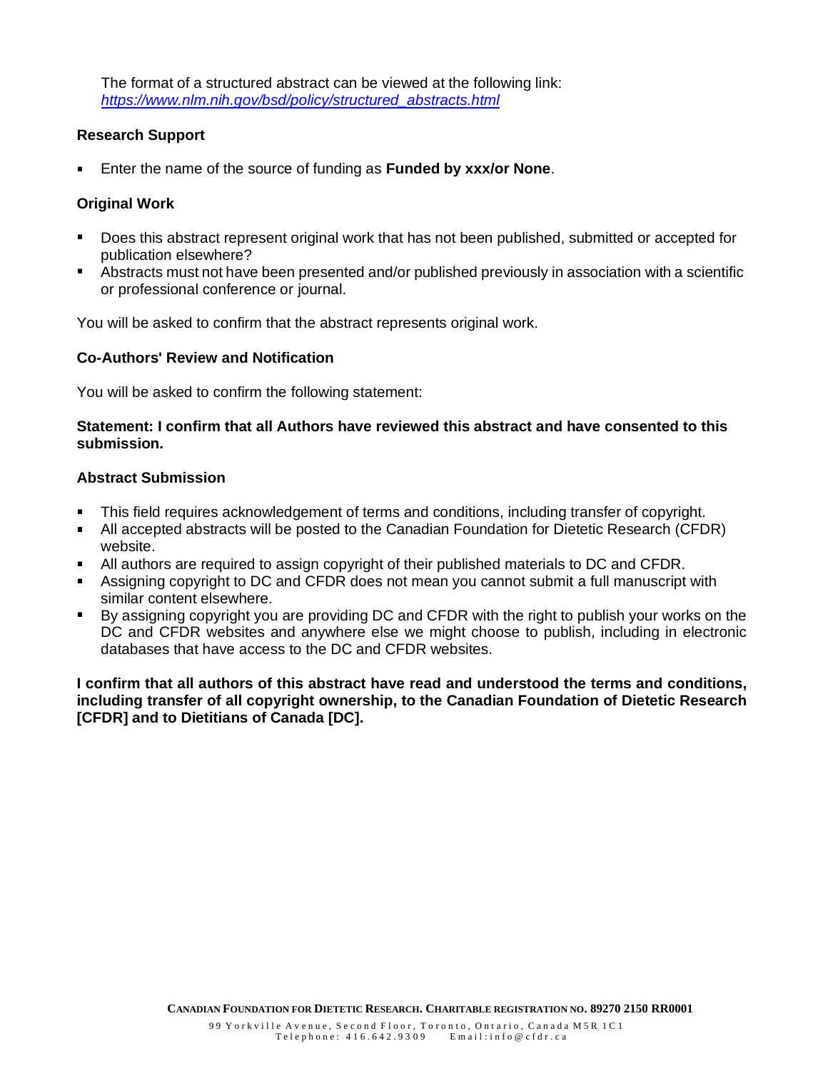The format of a structured abstract can be viewed at the following link: *https://www.nlm.nih.gov/bsd/policy/structured_abstracts.html*

### Research Support

- Enter the name of the source of funding as **Funded by xxx/or None**.

### Original Work

- Does this abstract represent original work that has not been published, submitted or accepted for publication elsewhere?
- Abstracts must not have been presented and/or published previously in association with a scientific or professional conference or journal.

You will be asked to confirm that the abstract represents original work.

### Co-Authors' Review and Notification

You will be asked to confirm the following statement:

**Statement: I confirm that all Authors have reviewed this abstract and have consented to this submission.**

### Abstract Submission

- This field requires acknowledgement of terms and conditions, including transfer of copyright.
- All accepted abstracts will be posted to the Canadian Foundation for Dietetic Research (CFDR) website.
- All authors are required to assign copyright of their published materials to DC and CFDR.
- Assigning copyright to DC and CFDR does not mean you cannot submit a full manuscript with similar content elsewhere.
- By assigning copyright you are providing DC and CFDR with the right to publish your works on the DC and CFDR websites and anywhere else we might choose to publish, including in electronic databases that have access to the DC and CFDR websites.

**I confirm that all authors of this abstract have read and understood the terms and conditions, including transfer of all copyright ownership, to the Canadian Foundation of Dietetic Research [CFDR] and to Dietitians of Canada [DC].**